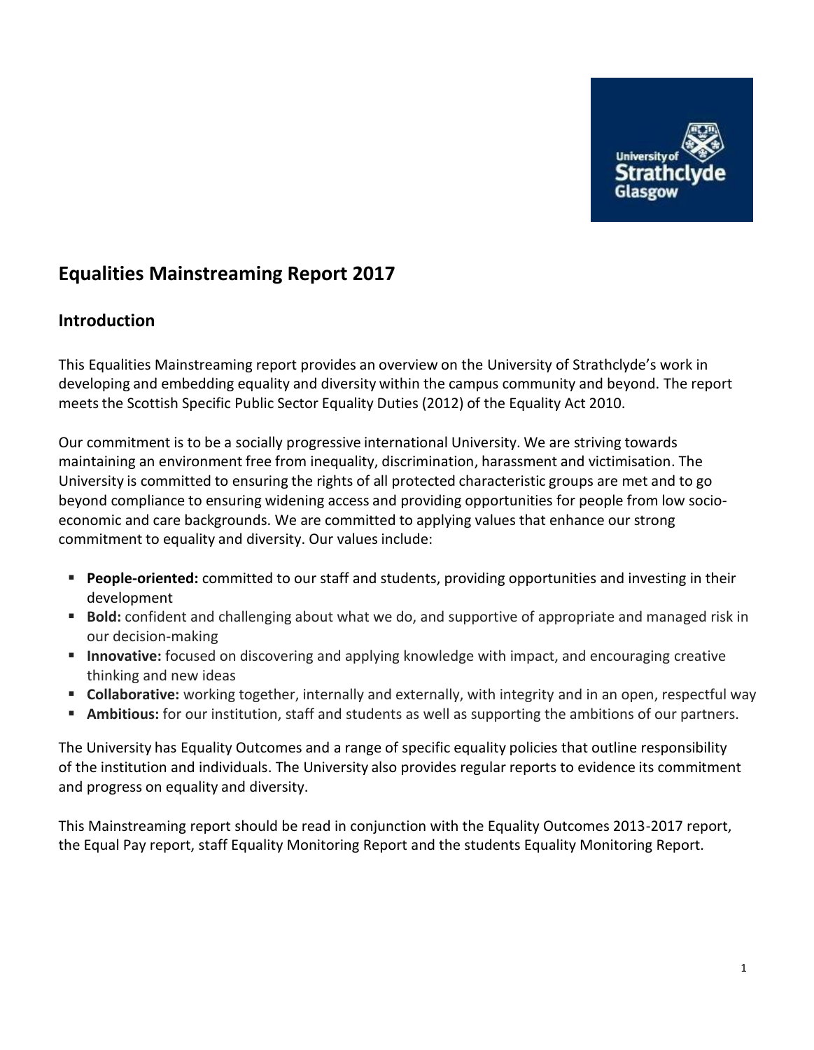# Equalities Mainstreaming Report 2017

## Introduction

This Equalities Mainstreaming report provides an overview on the University of Strathclyde's work in developing and embedding equality and diversity within the campus community and beyond. The report meets the Scottish Specific Public Sector Equality Duties (2012) of the Equality Act 2010.

Our commitment is to be a socially progressive international University. We are striving towards maintaining an environment free from inequality, discrimination, harassment and victimisation. The University is committed to ensuring the rights of all protected characteristic groups are met and to go beyond compliance to ensuring widening access and providing opportunities for people from low socio-economic and care backgrounds. We are committed to applying values that enhance our strong commitment to equality and diversity. Our values include:

- **People-oriented:** committed to our staff and students, providing opportunities and investing in their development
- **Bold:** confident and challenging about what we do, and supportive of appropriate and managed risk in our decision-making
- **Innovative:** focused on discovering and applying knowledge with impact, and encouraging creative thinking and new ideas
- **Collaborative:** working together, internally and externally, with integrity and in an open, respectful way
- **Ambitious:** for our institution, staff and students as well as supporting the ambitions of our partners.

The University has Equality Outcomes and a range of specific equality policies that outline responsibility of the institution and individuals. The University also provides regular reports to evidence its commitment and progress on equality and diversity.

This Mainstreaming report should be read in conjunction with the Equality Outcomes 2013-2017 report, the Equal Pay report, staff Equality Monitoring Report and the students Equality Monitoring Report.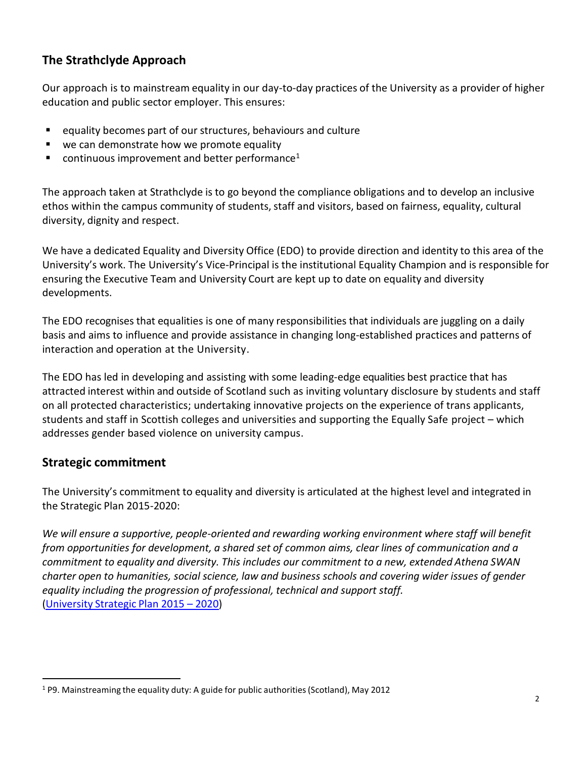## The Strathclyde Approach

Our approach is to mainstream equality in our day-to-day practices of the University as a provider of higher education and public sector employer. This ensures:

- equality becomes part of our structures, behaviours and culture
- we can demonstrate how we promote equality
- continuous improvement and better performance[1]

The approach taken at Strathclyde is to go beyond the compliance obligations and to develop an inclusive ethos within the campus community of students, staff and visitors, based on fairness, equality, cultural diversity, dignity and respect.

We have a dedicated Equality and Diversity Office (EDO) to provide direction and identity to this area of the University's work. The University's Vice-Principal is the institutional Equality Champion and is responsible for ensuring the Executive Team and University Court are kept up to date on equality and diversity developments.

The EDO recognises that equalities is one of many responsibilities that individuals are juggling on a daily basis and aims to influence and provide assistance in changing long-established practices and patterns of interaction and operation at the University.

The EDO has led in developing and assisting with some leading-edge equalities best practice that has attracted interest within and outside of Scotland such as inviting voluntary disclosure by students and staff on all protected characteristics; undertaking innovative projects on the experience of trans applicants, students and staff in Scottish colleges and universities and supporting the Equally Safe project – which addresses gender based violence on university campus.

## Strategic commitment

The University's commitment to equality and diversity is articulated at the highest level and integrated in the Strategic Plan 2015-2020:

*We will ensure a supportive, people-oriented and rewarding working environment where staff will benefit from opportunities for development, a shared set of common aims, clear lines of communication and a commitment to equality and diversity. This includes our commitment to a new, extended Athena SWAN charter open to humanities, social science, law and business schools and covering wider issues of gender equality including the progression of professional, technical and support staff.*
(University Strategic Plan 2015 – 2020)

[1] P9. Mainstreaming the equality duty: A guide for public authorities (Scotland), May 2012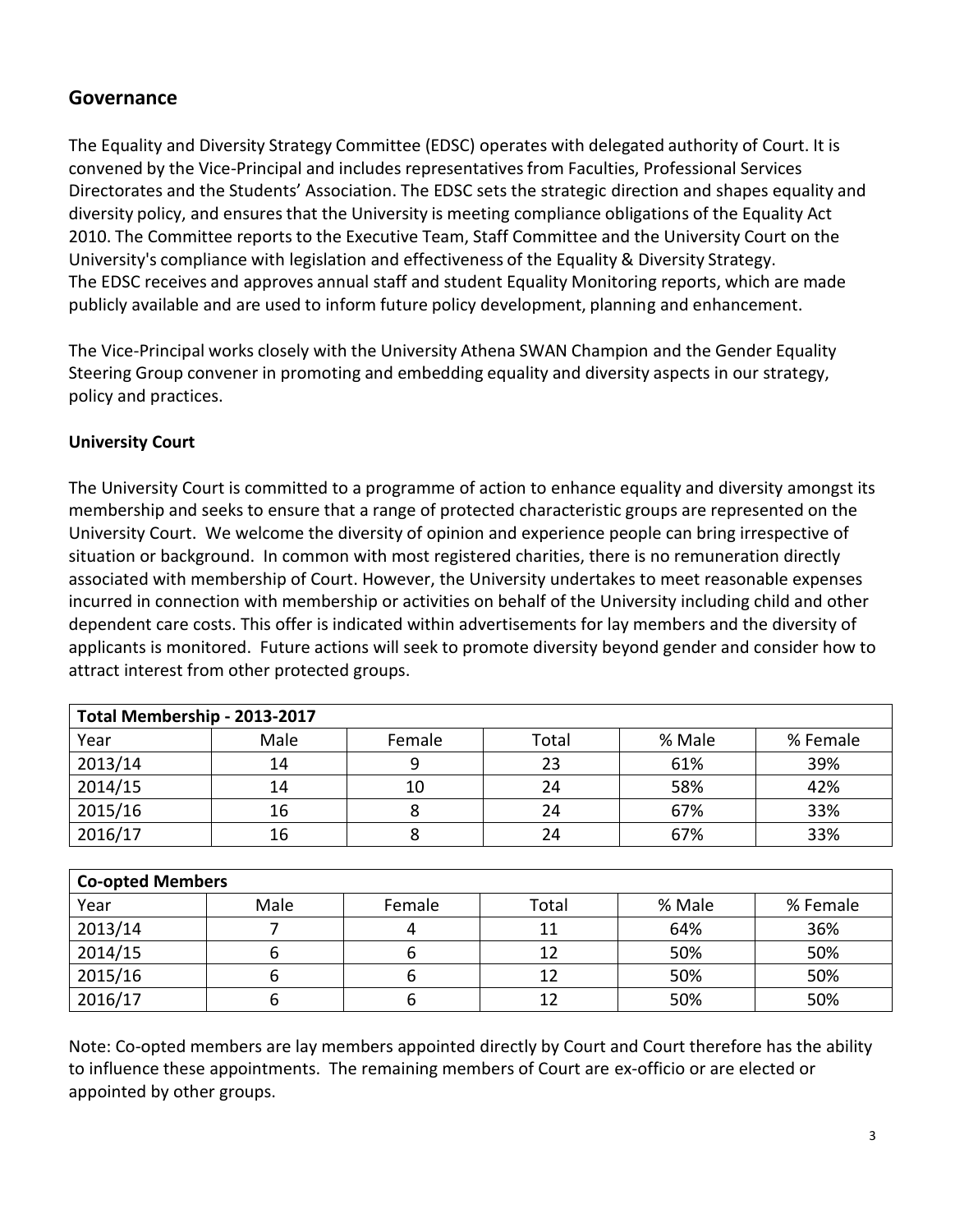## Governance

The Equality and Diversity Strategy Committee (EDSC) operates with delegated authority of Court. It is convened by the Vice-Principal and includes representatives from Faculties, Professional Services Directorates and the Students' Association. The EDSC sets the strategic direction and shapes equality and diversity policy, and ensures that the University is meeting compliance obligations of the Equality Act 2010. The Committee reports to the Executive Team, Staff Committee and the University Court on the University's compliance with legislation and effectiveness of the Equality & Diversity Strategy. The EDSC receives and approves annual staff and student Equality Monitoring reports, which are made publicly available and are used to inform future policy development, planning and enhancement.

The Vice-Principal works closely with the University Athena SWAN Champion and the Gender Equality Steering Group convener in promoting and embedding equality and diversity aspects in our strategy, policy and practices.

### University Court

The University Court is committed to a programme of action to enhance equality and diversity amongst its membership and seeks to ensure that a range of protected characteristic groups are represented on the University Court. We welcome the diversity of opinion and experience people can bring irrespective of situation or background. In common with most registered charities, there is no remuneration directly associated with membership of Court. However, the University undertakes to meet reasonable expenses incurred in connection with membership or activities on behalf of the University including child and other dependent care costs. This offer is indicated within advertisements for lay members and the diversity of applicants is monitored. Future actions will seek to promote diversity beyond gender and consider how to attract interest from other protected groups.

| Total Membership - 2013-2017 | | | | | |
|---|---|---|---|---|---|
| Year | Male | Female | Total | % Male | % Female |
| 2013/14 | 14 | 9 | 23 | 61% | 39% |
| 2014/15 | 14 | 10 | 24 | 58% | 42% |
| 2015/16 | 16 | 8 | 24 | 67% | 33% |
| 2016/17 | 16 | 8 | 24 | 67% | 33% |

| Co-opted Members | | | | | |
|---|---|---|---|---|---|
| Year | Male | Female | Total | % Male | % Female |
| 2013/14 | 7 | 4 | 11 | 64% | 36% |
| 2014/15 | 6 | 6 | 12 | 50% | 50% |
| 2015/16 | 6 | 6 | 12 | 50% | 50% |
| 2016/17 | 6 | 6 | 12 | 50% | 50% |

Note: Co-opted members are lay members appointed directly by Court and Court therefore has the ability to influence these appointments. The remaining members of Court are ex-officio or are elected or appointed by other groups.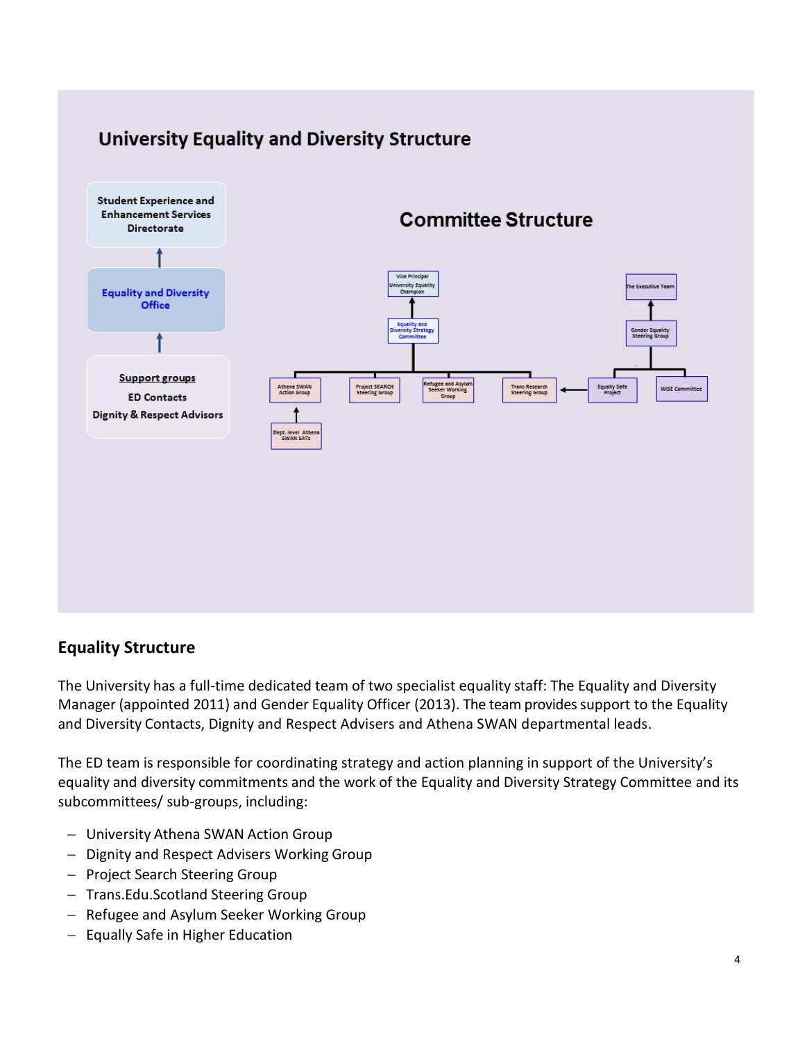## University Equality and Diversity Structure

Student Experience and Enhancement Services Directorate

↑

Equality and Diversity Office

↑

**Support groups**

ED Contacts

Dignity & Respect Advisors

### Committee Structure

- Vice Principal University Equality Champion
  - Equality and Diversity Strategy Committee
    - Athena SWAN Action Group
      - Dept. level Athena SWAN SATs
    - Project SEARCH Steering Group
    - Refugee and Asylum Seeker Working Group
    - Trans Research Steering Group
- The Executive Team
  - Gender Equality Steering Group
    - Equally Safe Project (→ Trans Research Steering Group)
    - WISE Committee

## Equality Structure

The University has a full-time dedicated team of two specialist equality staff: The Equality and Diversity Manager (appointed 2011) and Gender Equality Officer (2013). The team provides support to the Equality and Diversity Contacts, Dignity and Respect Advisers and Athena SWAN departmental leads.

The ED team is responsible for coordinating strategy and action planning in support of the University's equality and diversity commitments and the work of the Equality and Diversity Strategy Committee and its subcommittees/ sub-groups, including:

- University Athena SWAN Action Group
- Dignity and Respect Advisers Working Group
- Project Search Steering Group
- Trans.Edu.Scotland Steering Group
- Refugee and Asylum Seeker Working Group
- Equally Safe in Higher Education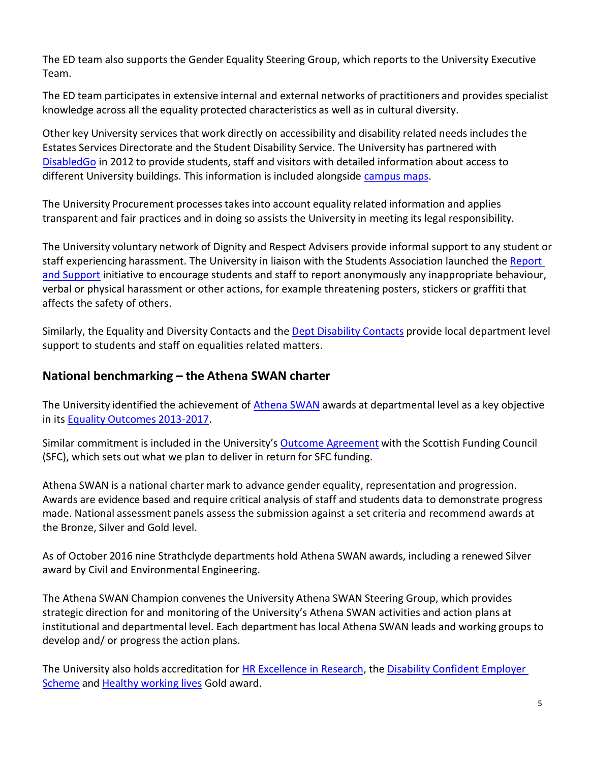The ED team also supports the Gender Equality Steering Group, which reports to the University Executive Team.

The ED team participates in extensive internal and external networks of practitioners and provides specialist knowledge across all the equality protected characteristics as well as in cultural diversity.

Other key University services that work directly on accessibility and disability related needs includes the Estates Services Directorate and the Student Disability Service. The University has partnered with DisabledGo in 2012 to provide students, staff and visitors with detailed information about access to different University buildings. This information is included alongside campus maps.

The University Procurement processes takes into account equality related information and applies transparent and fair practices and in doing so assists the University in meeting its legal responsibility.

The University voluntary network of Dignity and Respect Advisers provide informal support to any student or staff experiencing harassment. The University in liaison with the Students Association launched the Report and Support initiative to encourage students and staff to report anonymously any inappropriate behaviour, verbal or physical harassment or other actions, for example threatening posters, stickers or graffiti that affects the safety of others.

Similarly, the Equality and Diversity Contacts and the Dept Disability Contacts provide local department level support to students and staff on equalities related matters.

## National benchmarking – the Athena SWAN charter

The University identified the achievement of Athena SWAN awards at departmental level as a key objective in its Equality Outcomes 2013-2017.

Similar commitment is included in the University's Outcome Agreement with the Scottish Funding Council (SFC), which sets out what we plan to deliver in return for SFC funding.

Athena SWAN is a national charter mark to advance gender equality, representation and progression. Awards are evidence based and require critical analysis of staff and students data to demonstrate progress made. National assessment panels assess the submission against a set criteria and recommend awards at the Bronze, Silver and Gold level.

As of October 2016 nine Strathclyde departments hold Athena SWAN awards, including a renewed Silver award by Civil and Environmental Engineering.

The Athena SWAN Champion convenes the University Athena SWAN Steering Group, which provides strategic direction for and monitoring of the University's Athena SWAN activities and action plans at institutional and departmental level. Each department has local Athena SWAN leads and working groups to develop and/ or progress the action plans.

The University also holds accreditation for HR Excellence in Research, the Disability Confident Employer Scheme and Healthy working lives Gold award.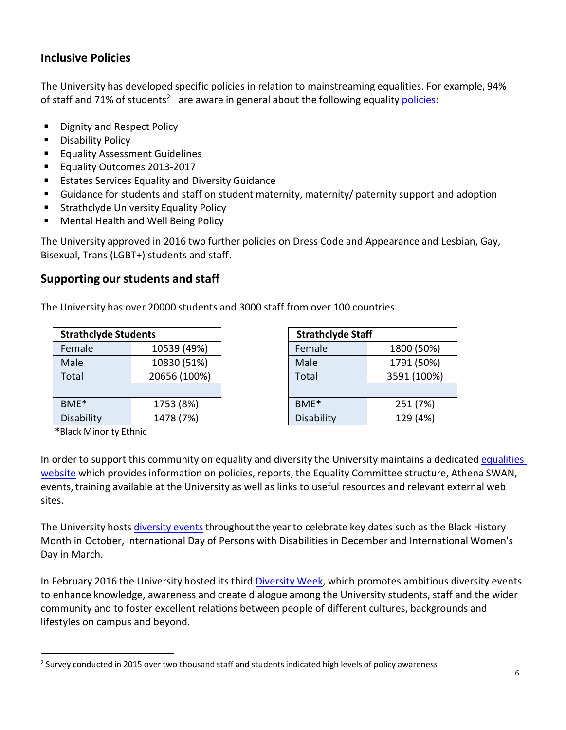## Inclusive Policies

The University has developed specific policies in relation to mainstreaming equalities. For example, 94% of staff and 71% of students[2] are aware in general about the following equality policies:

- Dignity and Respect Policy
- Disability Policy
- Equality Assessment Guidelines
- Equality Outcomes 2013-2017
- Estates Services Equality and Diversity Guidance
- Guidance for students and staff on student maternity, maternity/ paternity support and adoption
- Strathclyde University Equality Policy
- Mental Health and Well Being Policy

The University approved in 2016 two further policies on Dress Code and Appearance and Lesbian, Gay, Bisexual, Trans (LGBT+) students and staff.

## Supporting our students and staff

The University has over 20000 students and 3000 staff from over 100 countries.

| **Strathclyde Students** | |
|---|---|
| Female | 10539 (49%) |
| Male | 10830 (51%) |
| Total | 20656 (100%) |
| | |
| BME* | 1753 (8%) |
| Disability | 1478 (7%) |

**\***Black Minority Ethnic

| **Strathclyde Staff** | |
|---|---|
| Female | 1800 (50%) |
| Male | 1791 (50%) |
| Total | 3591 (100%) |
| | |
| BME* | 251 (7%) |
| Disability | 129 (4%) |

In order to support this community on equality and diversity the University maintains a dedicated equalities website which provides information on policies, reports, the Equality Committee structure, Athena SWAN, events, training available at the University as well as links to useful resources and relevant external web sites.

The University hosts diversity events throughout the year to celebrate key dates such as the Black History Month in October, International Day of Persons with Disabilities in December and International Women's Day in March.

In February 2016 the University hosted its third Diversity Week, which promotes ambitious diversity events to enhance knowledge, awareness and create dialogue among the University students, staff and the wider community and to foster excellent relations between people of different cultures, backgrounds and lifestyles on campus and beyond.

---

[2] Survey conducted in 2015 over two thousand staff and students indicated high levels of policy awareness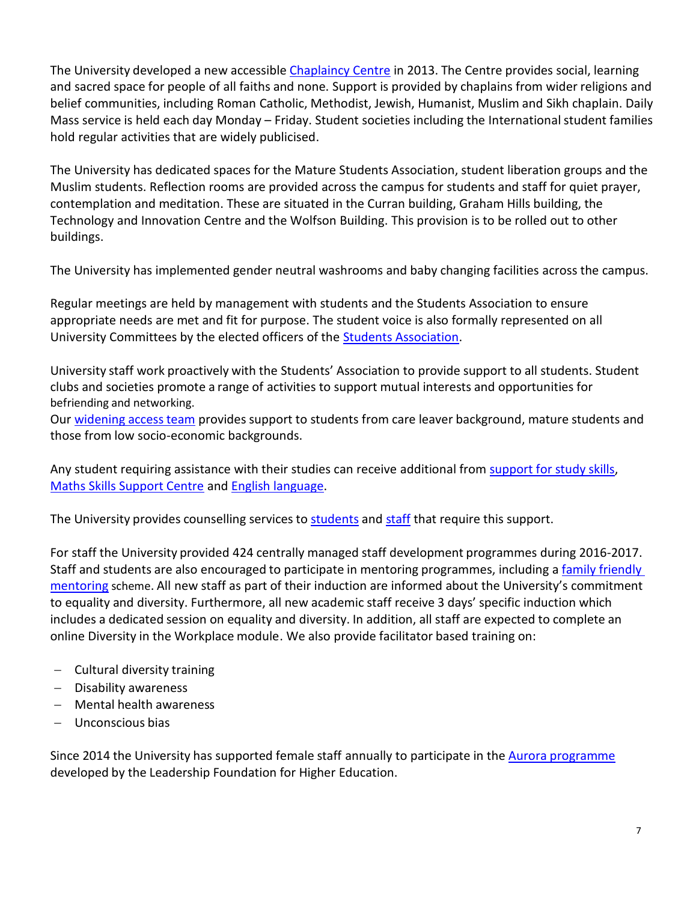The University developed a new accessible Chaplaincy Centre in 2013. The Centre provides social, learning and sacred space for people of all faiths and none. Support is provided by chaplains from wider religions and belief communities, including Roman Catholic, Methodist, Jewish, Humanist, Muslim and Sikh chaplain. Daily Mass service is held each day Monday – Friday. Student societies including the International student families hold regular activities that are widely publicised.

The University has dedicated spaces for the Mature Students Association, student liberation groups and the Muslim students. Reflection rooms are provided across the campus for students and staff for quiet prayer, contemplation and meditation. These are situated in the Curran building, Graham Hills building, the Technology and Innovation Centre and the Wolfson Building. This provision is to be rolled out to other buildings.

The University has implemented gender neutral washrooms and baby changing facilities across the campus.

Regular meetings are held by management with students and the Students Association to ensure appropriate needs are met and fit for purpose. The student voice is also formally represented on all University Committees by the elected officers of the Students Association.

University staff work proactively with the Students' Association to provide support to all students. Student clubs and societies promote a range of activities to support mutual interests and opportunities for befriending and networking.
Our widening access team provides support to students from care leaver background, mature students and those from low socio-economic backgrounds.

Any student requiring assistance with their studies can receive additional from support for study skills, Maths Skills Support Centre and English language.

The University provides counselling services to students and staff that require this support.

For staff the University provided 424 centrally managed staff development programmes during 2016-2017. Staff and students are also encouraged to participate in mentoring programmes, including a family friendly mentoring scheme. All new staff as part of their induction are informed about the University's commitment to equality and diversity. Furthermore, all new academic staff receive 3 days' specific induction which includes a dedicated session on equality and diversity. In addition, all staff are expected to complete an online Diversity in the Workplace module. We also provide facilitator based training on:

- Cultural diversity training
- Disability awareness
- Mental health awareness
- Unconscious bias

Since 2014 the University has supported female staff annually to participate in the Aurora programme developed by the Leadership Foundation for Higher Education.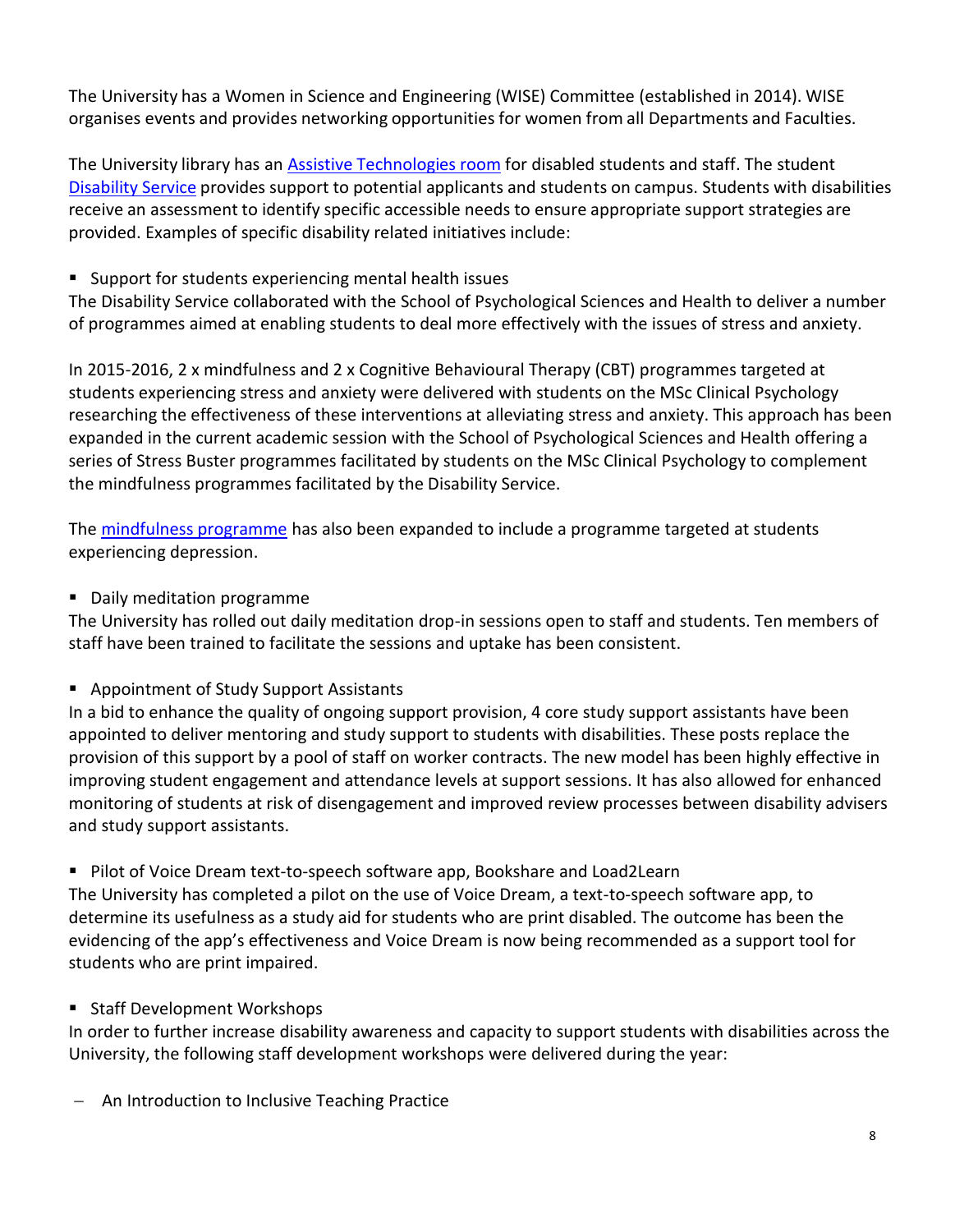The University has a Women in Science and Engineering (WISE) Committee (established in 2014). WISE organises events and provides networking opportunities for women from all Departments and Faculties.

The University library has an [Assistive Technologies room]() for disabled students and staff. The student [Disability Service]() provides support to potential applicants and students on campus. Students with disabilities receive an assessment to identify specific accessible needs to ensure appropriate support strategies are provided. Examples of specific disability related initiatives include:

- Support for students experiencing mental health issues

The Disability Service collaborated with the School of Psychological Sciences and Health to deliver a number of programmes aimed at enabling students to deal more effectively with the issues of stress and anxiety.

In 2015-2016, 2 x mindfulness and 2 x Cognitive Behavioural Therapy (CBT) programmes targeted at students experiencing stress and anxiety were delivered with students on the MSc Clinical Psychology researching the effectiveness of these interventions at alleviating stress and anxiety. This approach has been expanded in the current academic session with the School of Psychological Sciences and Health offering a series of Stress Buster programmes facilitated by students on the MSc Clinical Psychology to complement the mindfulness programmes facilitated by the Disability Service.

The [mindfulness programme]() has also been expanded to include a programme targeted at students experiencing depression.

- Daily meditation programme

The University has rolled out daily meditation drop-in sessions open to staff and students. Ten members of staff have been trained to facilitate the sessions and uptake has been consistent.

- Appointment of Study Support Assistants

In a bid to enhance the quality of ongoing support provision, 4 core study support assistants have been appointed to deliver mentoring and study support to students with disabilities. These posts replace the provision of this support by a pool of staff on worker contracts. The new model has been highly effective in improving student engagement and attendance levels at support sessions. It has also allowed for enhanced monitoring of students at risk of disengagement and improved review processes between disability advisers and study support assistants.

- Pilot of Voice Dream text-to-speech software app, Bookshare and Load2Learn

The University has completed a pilot on the use of Voice Dream, a text-to-speech software app, to determine its usefulness as a study aid for students who are print disabled. The outcome has been the evidencing of the app's effectiveness and Voice Dream is now being recommended as a support tool for students who are print impaired.

- Staff Development Workshops

In order to further increase disability awareness and capacity to support students with disabilities across the University, the following staff development workshops were delivered during the year:

- An Introduction to Inclusive Teaching Practice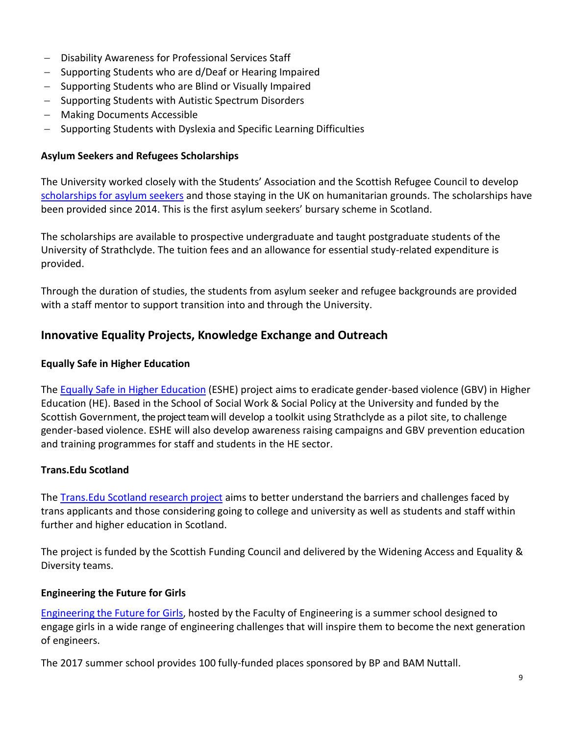- Disability Awareness for Professional Services Staff
- Supporting Students who are d/Deaf or Hearing Impaired
- Supporting Students who are Blind or Visually Impaired
- Supporting Students with Autistic Spectrum Disorders
- Making Documents Accessible
- Supporting Students with Dyslexia and Specific Learning Difficulties

**Asylum Seekers and Refugees Scholarships**

The University worked closely with the Students' Association and the Scottish Refugee Council to develop scholarships for asylum seekers and those staying in the UK on humanitarian grounds. The scholarships have been provided since 2014. This is the first asylum seekers' bursary scheme in Scotland.

The scholarships are available to prospective undergraduate and taught postgraduate students of the University of Strathclyde. The tuition fees and an allowance for essential study-related expenditure is provided.

Through the duration of studies, the students from asylum seeker and refugee backgrounds are provided with a staff mentor to support transition into and through the University.

## Innovative Equality Projects, Knowledge Exchange and Outreach

**Equally Safe in Higher Education**

The Equally Safe in Higher Education (ESHE) project aims to eradicate gender-based violence (GBV) in Higher Education (HE). Based in the School of Social Work & Social Policy at the University and funded by the Scottish Government, the project team will develop a toolkit using Strathclyde as a pilot site, to challenge gender-based violence. ESHE will also develop awareness raising campaigns and GBV prevention education and training programmes for staff and students in the HE sector.

**Trans.Edu Scotland**

The Trans.Edu Scotland research project aims to better understand the barriers and challenges faced by trans applicants and those considering going to college and university as well as students and staff within further and higher education in Scotland.

The project is funded by the Scottish Funding Council and delivered by the Widening Access and Equality & Diversity teams.

**Engineering the Future for Girls**

Engineering the Future for Girls, hosted by the Faculty of Engineering is a summer school designed to engage girls in a wide range of engineering challenges that will inspire them to become the next generation of engineers.

The 2017 summer school provides 100 fully-funded places sponsored by BP and BAM Nuttall.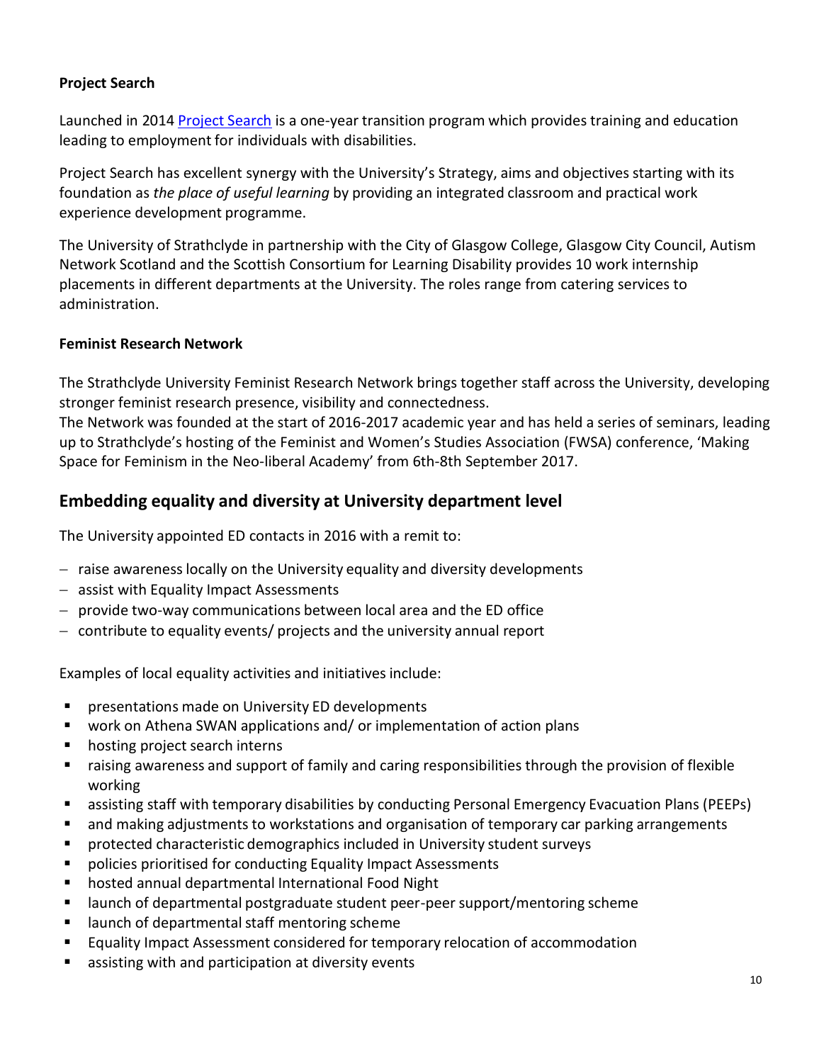**Project Search**

Launched in 2014 [Project Search] is a one-year transition program which provides training and education leading to employment for individuals with disabilities.

Project Search has excellent synergy with the University's Strategy, aims and objectives starting with its foundation as *the place of useful learning* by providing an integrated classroom and practical work experience development programme.

The University of Strathclyde in partnership with the City of Glasgow College, Glasgow City Council, Autism Network Scotland and the Scottish Consortium for Learning Disability provides 10 work internship placements in different departments at the University. The roles range from catering services to administration.

**Feminist Research Network**

The Strathclyde University Feminist Research Network brings together staff across the University, developing stronger feminist research presence, visibility and connectedness.
The Network was founded at the start of 2016-2017 academic year and has held a series of seminars, leading up to Strathclyde's hosting of the Feminist and Women's Studies Association (FWSA) conference, 'Making Space for Feminism in the Neo-liberal Academy' from 6th-8th September 2017.

## Embedding equality and diversity at University department level

The University appointed ED contacts in 2016 with a remit to:

- raise awareness locally on the University equality and diversity developments
- assist with Equality Impact Assessments
- provide two-way communications between local area and the ED office
- contribute to equality events/ projects and the university annual report

Examples of local equality activities and initiatives include:

- presentations made on University ED developments
- work on Athena SWAN applications and/ or implementation of action plans
- hosting project search interns
- raising awareness and support of family and caring responsibilities through the provision of flexible working
- assisting staff with temporary disabilities by conducting Personal Emergency Evacuation Plans (PEEPs)
- and making adjustments to workstations and organisation of temporary car parking arrangements
- protected characteristic demographics included in University student surveys
- policies prioritised for conducting Equality Impact Assessments
- hosted annual departmental International Food Night
- launch of departmental postgraduate student peer-peer support/mentoring scheme
- launch of departmental staff mentoring scheme
- Equality Impact Assessment considered for temporary relocation of accommodation
- assisting with and participation at diversity events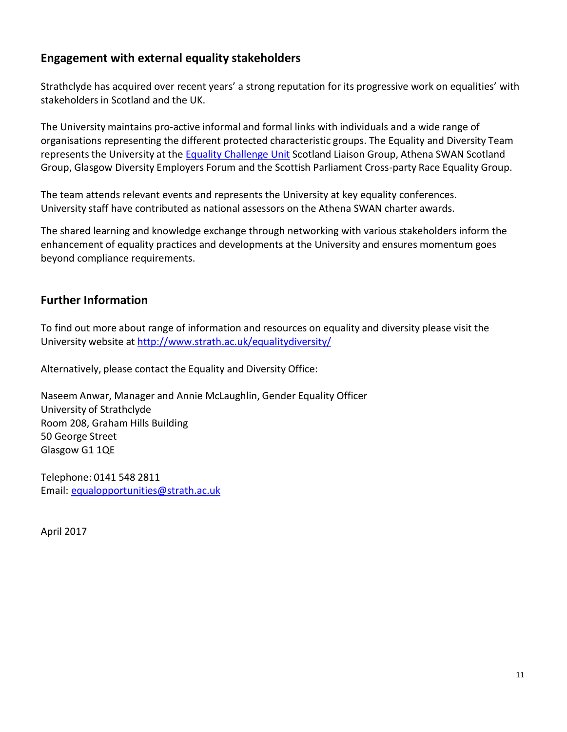## Engagement with external equality stakeholders

Strathclyde has acquired over recent years' a strong reputation for its progressive work on equalities' with stakeholders in Scotland and the UK.

The University maintains pro-active informal and formal links with individuals and a wide range of organisations representing the different protected characteristic groups. The Equality and Diversity Team represents the University at the Equality Challenge Unit Scotland Liaison Group, Athena SWAN Scotland Group, Glasgow Diversity Employers Forum and the Scottish Parliament Cross-party Race Equality Group.

The team attends relevant events and represents the University at key equality conferences. University staff have contributed as national assessors on the Athena SWAN charter awards.

The shared learning and knowledge exchange through networking with various stakeholders inform the enhancement of equality practices and developments at the University and ensures momentum goes beyond compliance requirements.

## Further Information

To find out more about range of information and resources on equality and diversity please visit the University website at http://www.strath.ac.uk/equalitydiversity/

Alternatively, please contact the Equality and Diversity Office:

Naseem Anwar, Manager and Annie McLaughlin, Gender Equality Officer
University of Strathclyde
Room 208, Graham Hills Building
50 George Street
Glasgow G1 1QE

Telephone: 0141 548 2811
Email: equalopportunities@strath.ac.uk

April 2017